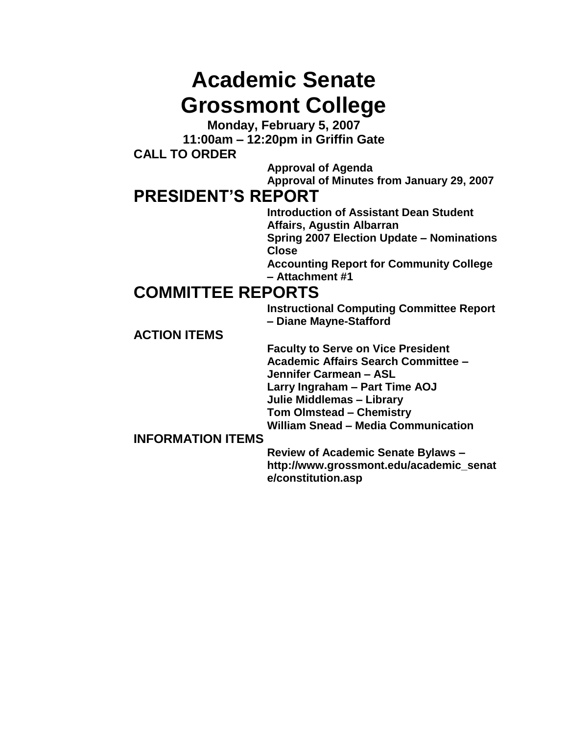# Academic Senate
# Grossmont College

**Monday, February 5, 2007**
**11:00am – 12:20pm in Griffin Gate**

**CALL TO ORDER**

- **Approval of Agenda**
- **Approval of Minutes from January 29, 2007**

## PRESIDENT'S REPORT

- **Introduction of Assistant Dean Student Affairs, Agustin Albarran**
- **Spring 2007 Election Update – Nominations Close**
- **Accounting Report for Community College – Attachment #1**

## COMMITTEE REPORTS

- **Instructional Computing Committee Report – Diane Mayne-Stafford**

**ACTION ITEMS**

- **Faculty to Serve on Vice President Academic Affairs Search Committee –**
  - **Jennifer Carmean – ASL**
  - **Larry Ingraham – Part Time AOJ**
  - **Julie Middlemas – Library**
  - **Tom Olmstead – Chemistry**
  - **William Snead – Media Communication**

**INFORMATION ITEMS**

- **Review of Academic Senate Bylaws – http://www.grossmont.edu/academic_senate/constitution.asp**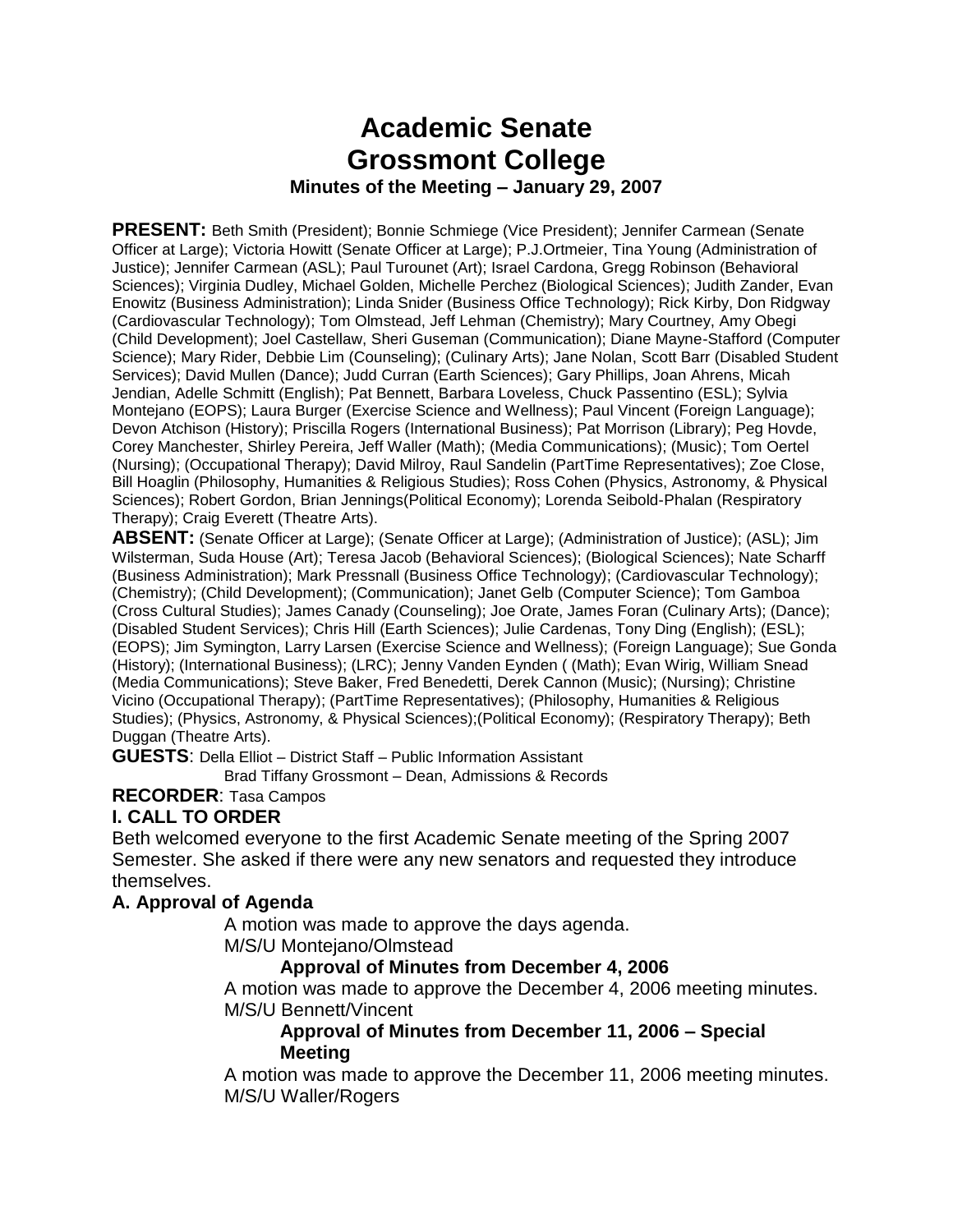# Academic Senate
# Grossmont College
### Minutes of the Meeting – January 29, 2007

**PRESENT:** Beth Smith (President); Bonnie Schmiege (Vice President); Jennifer Carmean (Senate Officer at Large); Victoria Howitt (Senate Officer at Large); P.J.Ortmeier, Tina Young (Administration of Justice); Jennifer Carmean (ASL); Paul Turounet (Art); Israel Cardona, Gregg Robinson (Behavioral Sciences); Virginia Dudley, Michael Golden, Michelle Perchez (Biological Sciences); Judith Zander, Evan Enowitz (Business Administration); Linda Snider (Business Office Technology); Rick Kirby, Don Ridgway (Cardiovascular Technology); Tom Olmstead, Jeff Lehman (Chemistry); Mary Courtney, Amy Obegi (Child Development); Joel Castellaw, Sheri Guseman (Communication); Diane Mayne-Stafford (Computer Science); Mary Rider, Debbie Lim (Counseling); (Culinary Arts); Jane Nolan, Scott Barr (Disabled Student Services); David Mullen (Dance); Judd Curran (Earth Sciences); Gary Phillips, Joan Ahrens, Micah Jendian, Adelle Schmitt (English); Pat Bennett, Barbara Loveless, Chuck Passentino (ESL); Sylvia Montejano (EOPS); Laura Burger (Exercise Science and Wellness); Paul Vincent (Foreign Language); Devon Atchison (History); Priscilla Rogers (International Business); Pat Morrison (Library); Peg Hovde, Corey Manchester, Shirley Pereira, Jeff Waller (Math); (Media Communications); (Music); Tom Oertel (Nursing); (Occupational Therapy); David Milroy, Raul Sandelin (PartTime Representatives); Zoe Close, Bill Hoaglin (Philosophy, Humanities & Religious Studies); Ross Cohen (Physics, Astronomy, & Physical Sciences); Robert Gordon, Brian Jennings(Political Economy); Lorenda Seibold-Phalan (Respiratory Therapy); Craig Everett (Theatre Arts).

**ABSENT:** (Senate Officer at Large); (Senate Officer at Large); (Administration of Justice); (ASL); Jim Wilsterman, Suda House (Art); Teresa Jacob (Behavioral Sciences); (Biological Sciences); Nate Scharff (Business Administration); Mark Pressnall (Business Office Technology); (Cardiovascular Technology); (Chemistry); (Child Development); (Communication); Janet Gelb (Computer Science); Tom Gamboa (Cross Cultural Studies); James Canady (Counseling); Joe Orate, James Foran (Culinary Arts); (Dance); (Disabled Student Services); Chris Hill (Earth Sciences); Julie Cardenas, Tony Ding (English); (ESL); (EOPS); Jim Symington, Larry Larsen (Exercise Science and Wellness); (Foreign Language); Sue Gonda (History); (International Business); (LRC); Jenny Vanden Eynden ( (Math); Evan Wirig, William Snead (Media Communications); Steve Baker, Fred Benedetti, Derek Cannon (Music); (Nursing); Christine Vicino (Occupational Therapy); (PartTime Representatives); (Philosophy, Humanities & Religious Studies); (Physics, Astronomy, & Physical Sciences);(Political Economy); (Respiratory Therapy); Beth Duggan (Theatre Arts).

**GUESTS**: Della Elliot – District Staff – Public Information Assistant
Brad Tiffany Grossmont – Dean, Admissions & Records

**RECORDER**: Tasa Campos

### I. CALL TO ORDER

Beth welcomed everyone to the first Academic Senate meeting of the Spring 2007 Semester. She asked if there were any new senators and requested they introduce themselves.

#### A. Approval of Agenda

A motion was made to approve the days agenda.
M/S/U Montejano/Olmstead

**Approval of Minutes from December 4, 2006**

A motion was made to approve the December 4, 2006 meeting minutes.
M/S/U Bennett/Vincent

**Approval of Minutes from December 11, 2006 – Special Meeting**

A motion was made to approve the December 11, 2006 meeting minutes.
M/S/U Waller/Rogers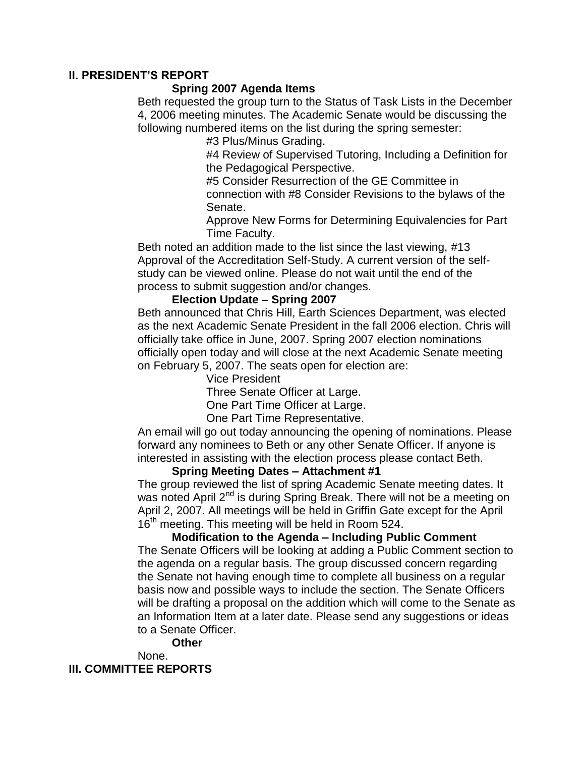## II. PRESIDENT'S REPORT

### Spring 2007 Agenda Items

Beth requested the group turn to the Status of Task Lists in the December 4, 2006 meeting minutes. The Academic Senate would be discussing the following numbered items on the list during the spring semester:

#3 Plus/Minus Grading.

#4 Review of Supervised Tutoring, Including a Definition for the Pedagogical Perspective.

#5 Consider Resurrection of the GE Committee in connection with #8 Consider Revisions to the bylaws of the Senate.

Approve New Forms for Determining Equivalencies for Part Time Faculty.

Beth noted an addition made to the list since the last viewing, #13 Approval of the Accreditation Self-Study. A current version of the self-study can be viewed online. Please do not wait until the end of the process to submit suggestion and/or changes.

### Election Update – Spring 2007

Beth announced that Chris Hill, Earth Sciences Department, was elected as the next Academic Senate President in the fall 2006 election. Chris will officially take office in June, 2007. Spring 2007 election nominations officially open today and will close at the next Academic Senate meeting on February 5, 2007. The seats open for election are:

Vice President

Three Senate Officer at Large.

One Part Time Officer at Large.

One Part Time Representative.

An email will go out today announcing the opening of nominations. Please forward any nominees to Beth or any other Senate Officer. If anyone is interested in assisting with the election process please contact Beth.

### Spring Meeting Dates – Attachment #1

The group reviewed the list of spring Academic Senate meeting dates. It was noted April 2nd is during Spring Break. There will not be a meeting on April 2, 2007. All meetings will be held in Griffin Gate except for the April 16th meeting. This meeting will be held in Room 524.

### Modification to the Agenda – Including Public Comment

The Senate Officers will be looking at adding a Public Comment section to the agenda on a regular basis. The group discussed concern regarding the Senate not having enough time to complete all business on a regular basis now and possible ways to include the section. The Senate Officers will be drafting a proposal on the addition which will come to the Senate as an Information Item at a later date. Please send any suggestions or ideas to a Senate Officer.

### Other

None.

## III. COMMITTEE REPORTS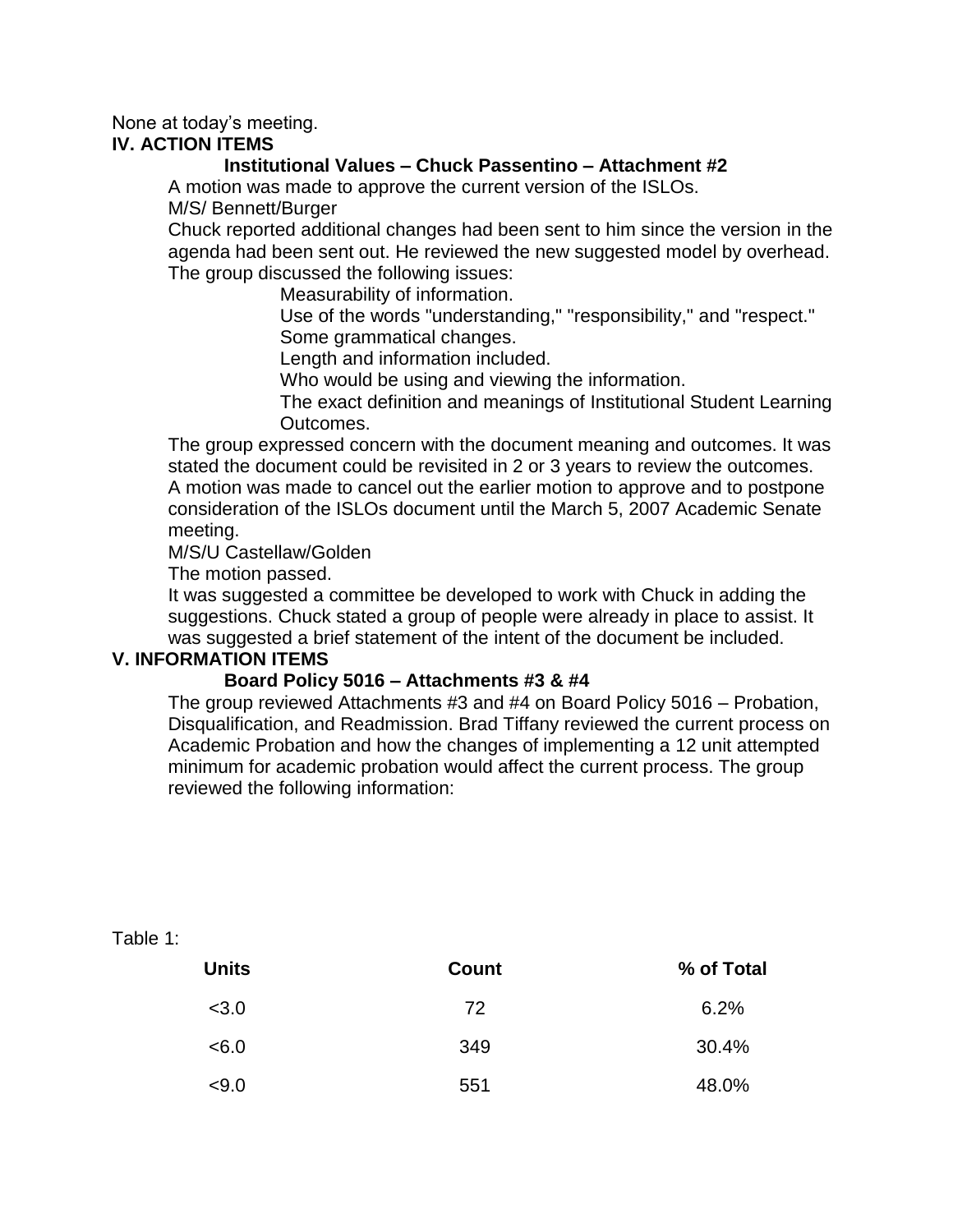None at today's meeting.

## IV. ACTION ITEMS

### Institutional Values – Chuck Passentino – Attachment #2

A motion was made to approve the current version of the ISLOs.

M/S/ Bennett/Burger

Chuck reported additional changes had been sent to him since the version in the agenda had been sent out. He reviewed the new suggested model by overhead. The group discussed the following issues:

- Measurability of information.
- Use of the words "understanding," "responsibility," and "respect."
- Some grammatical changes.
- Length and information included.
- Who would be using and viewing the information.
- The exact definition and meanings of Institutional Student Learning Outcomes.

The group expressed concern with the document meaning and outcomes. It was stated the document could be revisited in 2 or 3 years to review the outcomes. A motion was made to cancel out the earlier motion to approve and to postpone consideration of the ISLOs document until the March 5, 2007 Academic Senate meeting.

M/S/U Castellaw/Golden

The motion passed.

It was suggested a committee be developed to work with Chuck in adding the suggestions. Chuck stated a group of people were already in place to assist. It was suggested a brief statement of the intent of the document be included.

## V. INFORMATION ITEMS

### Board Policy 5016 – Attachments #3 & #4

The group reviewed Attachments #3 and #4 on Board Policy 5016 – Probation, Disqualification, and Readmission. Brad Tiffany reviewed the current process on Academic Probation and how the changes of implementing a 12 unit attempted minimum for academic probation would affect the current process. The group reviewed the following information:

Table 1:

| Units | Count | % of Total |
|---|---|---|
| <3.0 | 72 | 6.2% |
| <6.0 | 349 | 30.4% |
| <9.0 | 551 | 48.0% |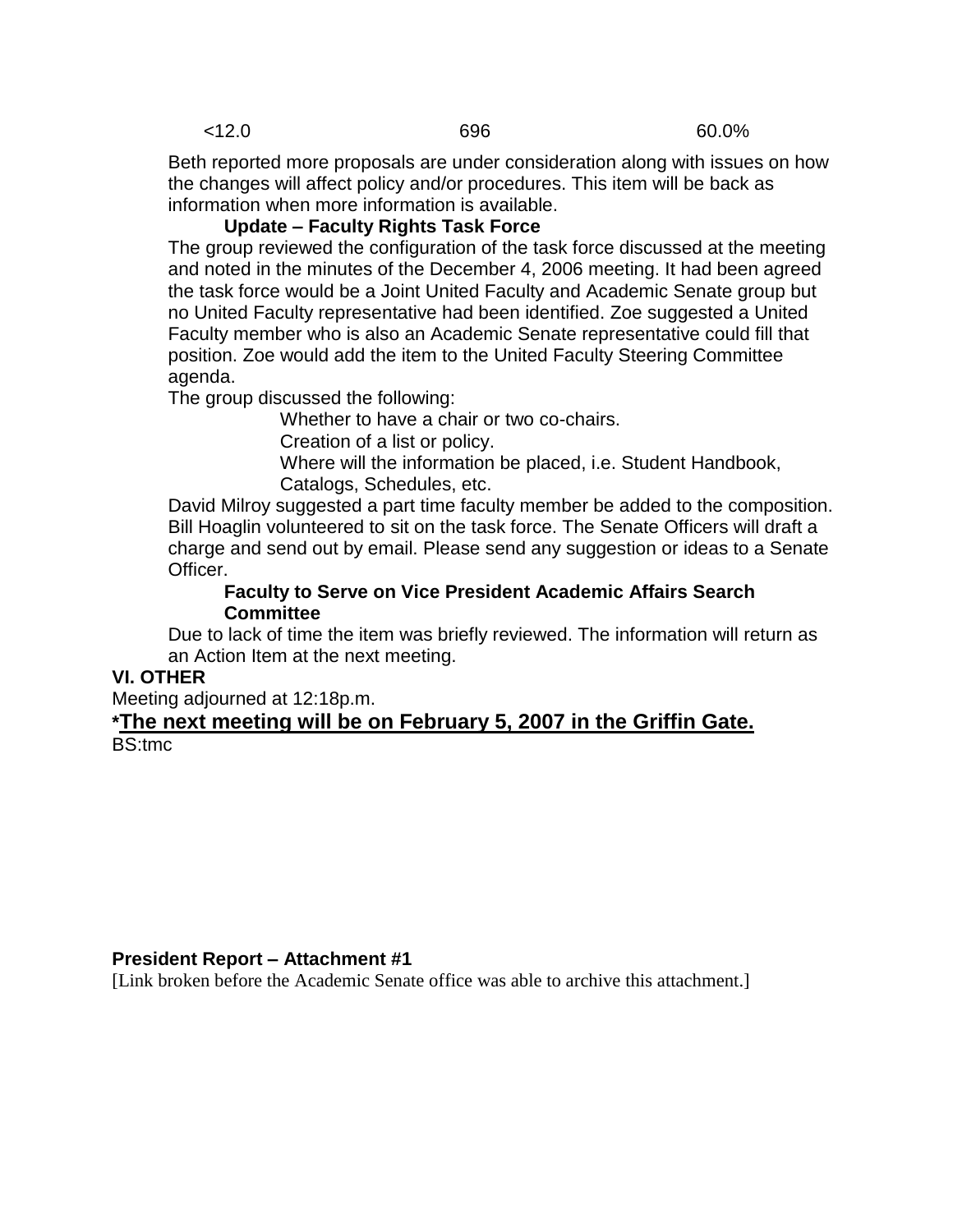| | | |
|---|---|---|
| <12.0 | 696 | 60.0% |

Beth reported more proposals are under consideration along with issues on how the changes will affect policy and/or procedures. This item will be back as information when more information is available.

**Update – Faculty Rights Task Force**

The group reviewed the configuration of the task force discussed at the meeting and noted in the minutes of the December 4, 2006 meeting. It had been agreed the task force would be a Joint United Faculty and Academic Senate group but no United Faculty representative had been identified. Zoe suggested a United Faculty member who is also an Academic Senate representative could fill that position. Zoe would add the item to the United Faculty Steering Committee agenda.

The group discussed the following:

- Whether to have a chair or two co-chairs.
- Creation of a list or policy.
- Where will the information be placed, i.e. Student Handbook, Catalogs, Schedules, etc.

David Milroy suggested a part time faculty member be added to the composition. Bill Hoaglin volunteered to sit on the task force. The Senate Officers will draft a charge and send out by email. Please send any suggestion or ideas to a Senate Officer.

**Faculty to Serve on Vice President Academic Affairs Search Committee**

Due to lack of time the item was briefly reviewed. The information will return as an Action Item at the next meeting.

**VI. OTHER**

Meeting adjourned at 12:18p.m.

**\*The next meeting will be on February 5, 2007 in the Griffin Gate.**

BS:tmc

**President Report – Attachment #1**

[Link broken before the Academic Senate office was able to archive this attachment.]